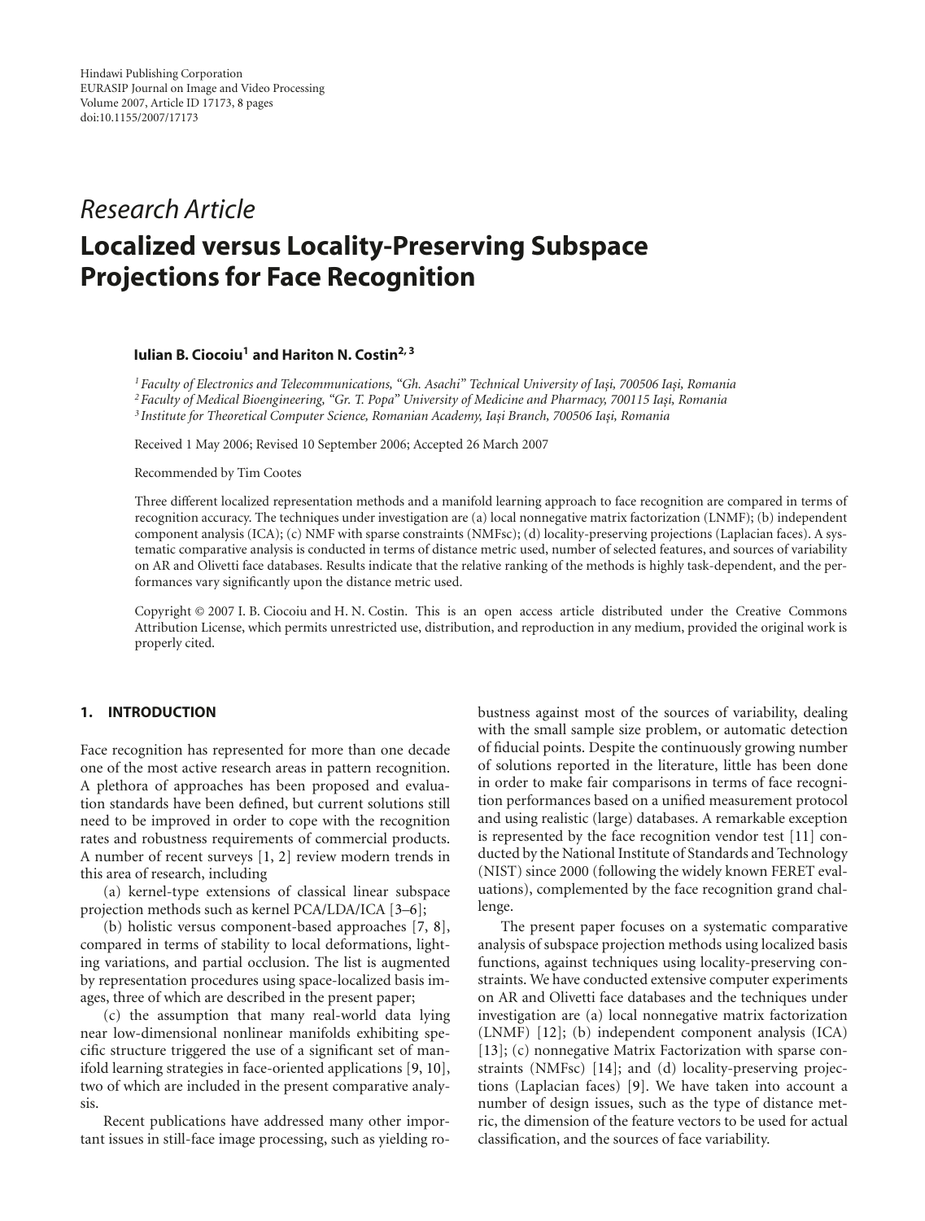Hindawi Publishing Corporation
EURASIP Journal on Image and Video Processing
Volume 2007, Article ID 17173, 8 pages
doi:10.1155/2007/17173

*Research Article*

# Localized versus Locality-Preserving Subspace Projections for Face Recognition

**Iulian B. Ciocoiu[1] and Hariton N. Costin[2, 3]**

[1] *Faculty of Electronics and Telecommunications, "Gh. Asachi" Technical University of Iaşi, 700506 Iaşi, Romania*
[2] *Faculty of Medical Bioengineering, "Gr. T. Popa" University of Medicine and Pharmacy, 700115 Iaşi, Romania*
[3] *Institute for Theoretical Computer Science, Romanian Academy, Iaşi Branch, 700506 Iaşi, Romania*

Received 1 May 2006; Revised 10 September 2006; Accepted 26 March 2007

Recommended by Tim Cootes

Three different localized representation methods and a manifold learning approach to face recognition are compared in terms of recognition accuracy. The techniques under investigation are (a) local nonnegative matrix factorization (LNMF); (b) independent component analysis (ICA); (c) NMF with sparse constraints (NMFsc); (d) locality-preserving projections (Laplacian faces). A systematic comparative analysis is conducted in terms of distance metric used, number of selected features, and sources of variability on AR and Olivetti face databases. Results indicate that the relative ranking of the methods is highly task-dependent, and the performances vary significantly upon the distance metric used.

Copyright © 2007 I. B. Ciocoiu and H. N. Costin. This is an open access article distributed under the Creative Commons Attribution License, which permits unrestricted use, distribution, and reproduction in any medium, provided the original work is properly cited.

## 1. INTRODUCTION

Face recognition has represented for more than one decade one of the most active research areas in pattern recognition. A plethora of approaches has been proposed and evaluation standards have been defined, but current solutions still need to be improved in order to cope with the recognition rates and robustness requirements of commercial products. A number of recent surveys [1, 2] review modern trends in this area of research, including

(a) kernel-type extensions of classical linear subspace projection methods such as kernel PCA/LDA/ICA [3–6];

(b) holistic versus component-based approaches [7, 8], compared in terms of stability to local deformations, lighting variations, and partial occlusion. The list is augmented by representation procedures using space-localized basis images, three of which are described in the present paper;

(c) the assumption that many real-world data lying near low-dimensional nonlinear manifolds exhibiting specific structure triggered the use of a significant set of manifold learning strategies in face-oriented applications [9, 10], two of which are included in the present comparative analysis.

Recent publications have addressed many other important issues in still-face image processing, such as yielding robustness against most of the sources of variability, dealing with the small sample size problem, or automatic detection of fiducial points. Despite the continuously growing number of solutions reported in the literature, little has been done in order to make fair comparisons in terms of face recognition performances based on a unified measurement protocol and using realistic (large) databases. A remarkable exception is represented by the face recognition vendor test [11] conducted by the National Institute of Standards and Technology (NIST) since 2000 (following the widely known FERET evaluations), complemented by the face recognition grand challenge.

The present paper focuses on a systematic comparative analysis of subspace projection methods using localized basis functions, against techniques using locality-preserving constraints. We have conducted extensive computer experiments on AR and Olivetti face databases and the techniques under investigation are (a) local nonnegative matrix factorization (LNMF) [12]; (b) independent component analysis (ICA) [13]; (c) nonnegative Matrix Factorization with sparse constraints (NMFsc) [14]; and (d) locality-preserving projections (Laplacian faces) [9]. We have taken into account a number of design issues, such as the type of distance metric, the dimension of the feature vectors to be used for actual classification, and the sources of face variability.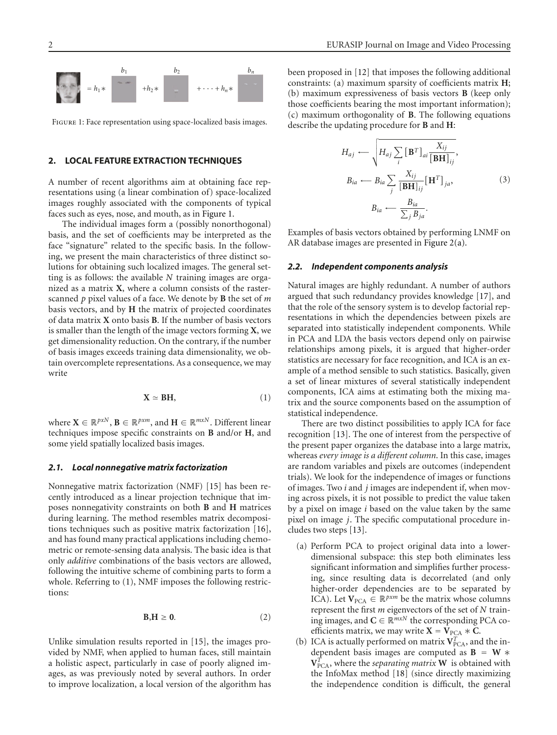$= h_1 *$ $b_1$ $+ h_2 *$ $b_2$ $+ \cdots + h_n *$ $b_n$

Figure 1: Face representation using space-localized basis images.

## 2. LOCAL FEATURE EXTRACTION TECHNIQUES

A number of recent algorithms aim at obtaining face representations using (a linear combination of) space-localized images roughly associated with the components of typical faces such as eyes, nose, and mouth, as in Figure 1.

The individual images form a (possibly nonorthogonal) basis, and the set of coefficients may be interpreted as the face "signature" related to the specific basis. In the following, we present the main characteristics of three distinct solutions for obtaining such localized images. The general setting is as follows: the available $N$ training images are organized as a matrix $\mathbf{X}$, where a column consists of the raster-scanned $p$ pixel values of a face. We denote by $\mathbf{B}$ the set of $m$ basis vectors, and by $\mathbf{H}$ the matrix of projected coordinates of data matrix $\mathbf{X}$ onto basis $\mathbf{B}$. If the number of basis vectors is smaller than the length of the image vectors forming $\mathbf{X}$, we get dimensionality reduction. On the contrary, if the number of basis images exceeds training data dimensionality, we obtain overcomplete representations. As a consequence, we may write

$$\mathbf{X} \simeq \mathbf{B}\mathbf{H}, \tag{1}$$

where $\mathbf{X} \in \mathbb{R}^{pxN}$, $\mathbf{B} \in \mathbb{R}^{pxm}$, and $\mathbf{H} \in \mathbb{R}^{mxN}$. Different linear techniques impose specific constraints on $\mathbf{B}$ and/or $\mathbf{H}$, and some yield spatially localized basis images.

### 2.1. Local nonnegative matrix factorization

Nonnegative matrix factorization (NMF) [15] has been recently introduced as a linear projection technique that imposes nonnegativity constraints on both $\mathbf{B}$ and $\mathbf{H}$ matrices during learning. The method resembles matrix decompositions techniques such as positive matrix factorization [16], and has found many practical applications including chemometric or remote-sensing data analysis. The basic idea is that only *additive* combinations of the basis vectors are allowed, following the intuitive scheme of combining parts to form a whole. Referring to (1), NMF imposes the following restrictions:

$$\mathbf{B}, \mathbf{H} \geq \mathbf{0}. \tag{2}$$

Unlike simulation results reported in [15], the images provided by NMF, when applied to human faces, still maintain a holistic aspect, particularly in case of poorly aligned images, as was previously noted by several authors. In order to improve localization, a local version of the algorithm has been proposed in [12] that imposes the following additional constraints: (a) maximum sparsity of coefficients matrix $\mathbf{H}$; (b) maximum expressiveness of basis vectors $\mathbf{B}$ (keep only those coefficients bearing the most important information); (c) maximum orthogonality of $\mathbf{B}$. The following equations describe the updating procedure for $\mathbf{B}$ and $\mathbf{H}$:

$$\begin{aligned} H_{aj} &\longleftarrow \sqrt{H_{aj} \sum_i \left[\mathbf{B}^T\right]_{ai} \frac{X_{ij}}{[\mathbf{BH}]_{ij}}}, \\ B_{ia} &\longleftarrow B_{ia} \sum_j \frac{X_{ij}}{[\mathbf{BH}]_{ij}} \left[\mathbf{H}^T\right]_{ja}, \\ B_{ia} &\longleftarrow \frac{B_{ia}}{\sum_j B_{ja}}. \end{aligned} \tag{3}$$

Examples of basis vectors obtained by performing LNMF on AR database images are presented in Figure 2(a).

### 2.2. Independent components analysis

Natural images are highly redundant. A number of authors argued that such redundancy provides knowledge [17], and that the role of the sensory system is to develop factorial representations in which the dependencies between pixels are separated into statistically independent components. While in PCA and LDA the basis vectors depend only on pairwise relationships among pixels, it is argued that higher-order statistics are necessary for face recognition, and ICA is an example of a method sensible to such statistics. Basically, given a set of linear mixtures of several statistically independent components, ICA aims at estimating both the mixing matrix and the source components based on the assumption of statistical independence.

There are two distinct possibilities to apply ICA for face recognition [13]. The one of interest from the perspective of the present paper organizes the database into a large matrix, whereas *every image is a different column*. In this case, images are random variables and pixels are outcomes (independent trials). We look for the independence of images or functions of images. Two $i$ and $j$ images are independent if, when moving across pixels, it is not possible to predict the value taken by a pixel on image $i$ based on the value taken by the same pixel on image $j$. The specific computational procedure includes two steps [13].

(a) Perform PCA to project original data into a lower-dimensional subspace: this step both eliminates less significant information and simplifies further processing, since resulting data is decorrelated (and only higher-order dependencies are to be separated by ICA). Let $\mathbf{V}_{\text{PCA}} \in \mathbb{R}^{pxm}$ be the matrix whose columns represent the first $m$ eigenvectors of the set of $N$ training images, and $\mathbf{C} \in \mathbb{R}^{mxN}$ the corresponding PCA coefficients matrix, we may write $\mathbf{X} = \mathbf{V}_{\text{PCA}} * \mathbf{C}$.

(b) ICA is actually performed on matrix $\mathbf{V}_{\text{PCA}}^T$, and the independent basis images are computed as $\mathbf{B} = \mathbf{W} * \mathbf{V}_{\text{PCA}}^T$, where the *separating matrix* $\mathbf{W}$ is obtained with the InfoMax method [18] (since directly maximizing the independence condition is difficult, the general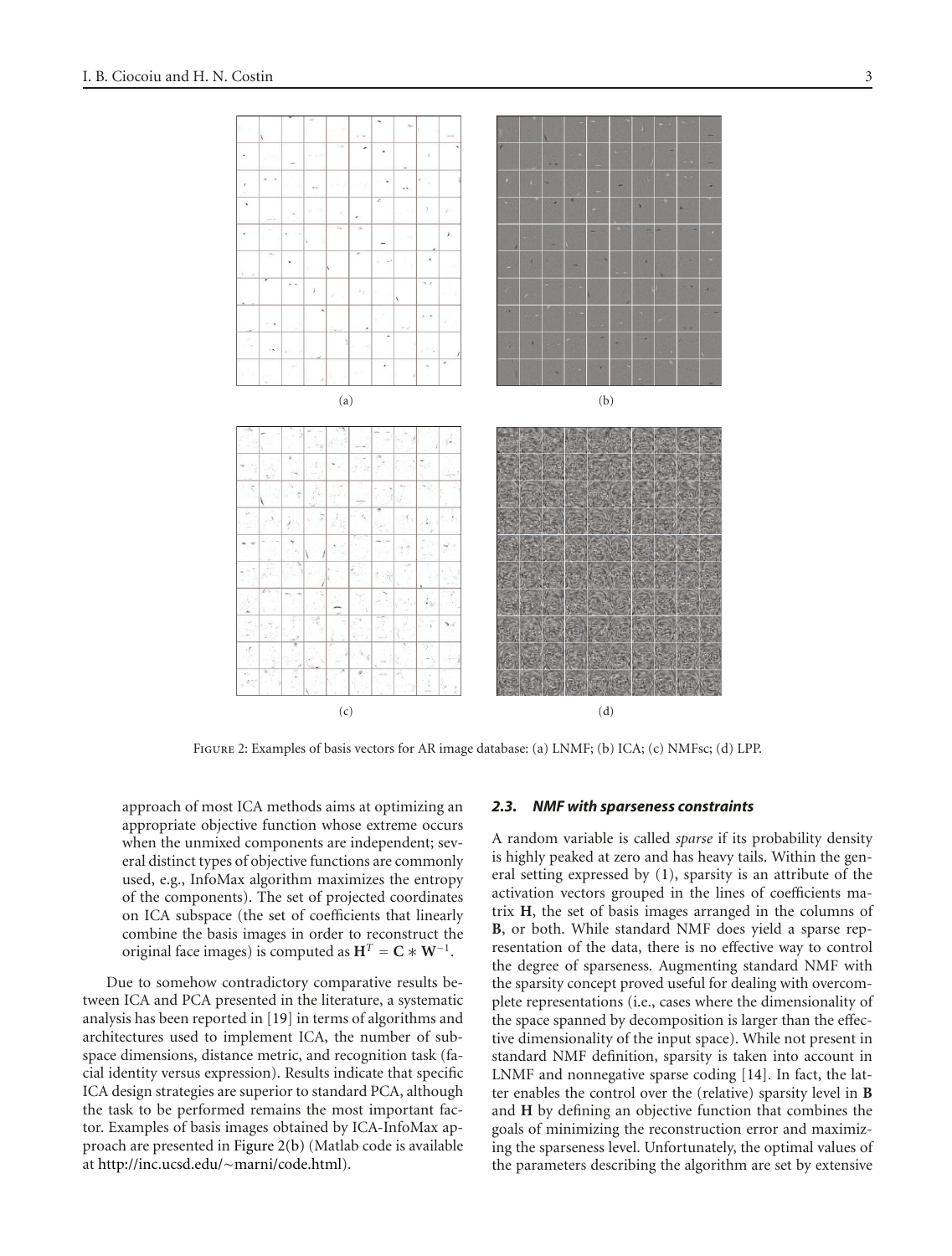Figure 2: Examples of basis vectors for AR image database: (a) LNMF; (b) ICA; (c) NMFsc; (d) LPP.

approach of most ICA methods aims at optimizing an appropriate objective function whose extreme occurs when the unmixed components are independent; several distinct types of objective functions are commonly used, e.g., InfoMax algorithm maximizes the entropy of the components). The set of projected coordinates on ICA subspace (the set of coefficients that linearly combine the basis images in order to reconstruct the original face images) is computed as $\mathbf{H}^T = \mathbf{C} * \mathbf{W}^{-1}$.

Due to somehow contradictory comparative results between ICA and PCA presented in the literature, a systematic analysis has been reported in [19] in terms of algorithms and architectures used to implement ICA, the number of subspace dimensions, distance metric, and recognition task (facial identity versus expression). Results indicate that specific ICA design strategies are superior to standard PCA, although the task to be performed remains the most important factor. Examples of basis images obtained by ICA-InfoMax approach are presented in Figure 2(b) (Matlab code is available at http://inc.ucsd.edu/~marni/code.html).

### 2.3. NMF with sparseness constraints

A random variable is called *sparse* if its probability density is highly peaked at zero and has heavy tails. Within the general setting expressed by (1), sparsity is an attribute of the activation vectors grouped in the lines of coefficients matrix **H**, the set of basis images arranged in the columns of **B**, or both. While standard NMF does yield a sparse representation of the data, there is no effective way to control the degree of sparseness. Augmenting standard NMF with the sparsity concept proved useful for dealing with overcomplete representations (i.e., cases where the dimensionality of the space spanned by decomposition is larger than the effective dimensionality of the input space). While not present in standard NMF definition, sparsity is taken into account in LNMF and nonnegative sparse coding [14]. In fact, the latter enables the control over the (relative) sparsity level in **B** and **H** by defining an objective function that combines the goals of minimizing the reconstruction error and maximizing the sparseness level. Unfortunately, the optimal values of the parameters describing the algorithm are set by extensive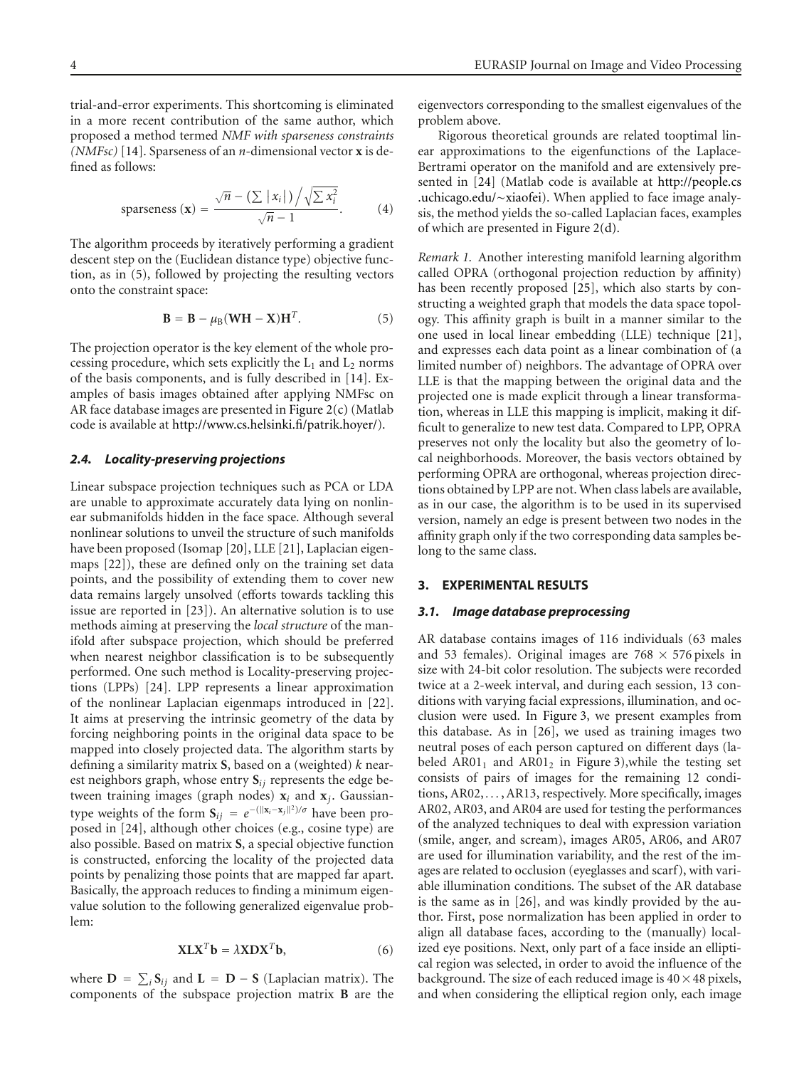trial-and-error experiments. This shortcoming is eliminated in a more recent contribution of the same author, which proposed a method termed *NMF with sparseness constraints (NMFsc)* [14]. Sparseness of an $n$-dimensional vector $\mathbf{x}$ is defined as follows:

$$\text{sparseness}(\mathbf{x}) = \frac{\sqrt{n} - \left(\sum |x_i|\right) \Big/ \sqrt{\sum x_i^2}}{\sqrt{n} - 1}. \tag{4}$$

The algorithm proceeds by iteratively performing a gradient descent step on the (Euclidean distance type) objective function, as in (5), followed by projecting the resulting vectors onto the constraint space:

$$\mathbf{B} = \mathbf{B} - \mu_{\text{B}}(\mathbf{WH} - \mathbf{X})\mathbf{H}^T. \tag{5}$$

The projection operator is the key element of the whole processing procedure, which sets explicitly the $L_1$ and $L_2$ norms of the basis components, and is fully described in [14]. Examples of basis images obtained after applying NMFsc on AR face database images are presented in Figure 2(c) (Matlab code is available at http://www.cs.helsinki.fi/patrik.hoyer/).

### 2.4. Locality-preserving projections

Linear subspace projection techniques such as PCA or LDA are unable to approximate accurately data lying on nonlinear submanifolds hidden in the face space. Although several nonlinear solutions to unveil the structure of such manifolds have been proposed (Isomap [20], LLE [21], Laplacian eigenmaps [22]), these are defined only on the training set data points, and the possibility of extending them to cover new data remains largely unsolved (efforts towards tackling this issue are reported in [23]). An alternative solution is to use methods aiming at preserving the *local structure* of the manifold after subspace projection, which should be preferred when nearest neighbor classification is to be subsequently performed. One such method is Locality-preserving projections (LPPs) [24]. LPP represents a linear approximation of the nonlinear Laplacian eigenmaps introduced in [22]. It aims at preserving the intrinsic geometry of the data by forcing neighboring points in the original data space to be mapped into closely projected data. The algorithm starts by defining a similarity matrix $\mathbf{S}$, based on a (weighted) $k$ nearest neighbors graph, whose entry $\mathbf{S}_{ij}$ represents the edge between training images (graph nodes) $\mathbf{x}_i$ and $\mathbf{x}_j$. Gaussian-type weights of the form $\mathbf{S}_{ij} = e^{-(\|\mathbf{x}_i - \mathbf{x}_j\|^2)/\sigma}$ have been proposed in [24], although other choices (e.g., cosine type) are also possible. Based on matrix $\mathbf{S}$, a special objective function is constructed, enforcing the locality of the projected data points by penalizing those points that are mapped far apart. Basically, the approach reduces to finding a minimum eigenvalue solution to the following generalized eigenvalue problem:

$$\mathbf{XLX}^T\mathbf{b} = \lambda\mathbf{XDX}^T\mathbf{b}, \tag{6}$$

where $\mathbf{D} = \sum_i \mathbf{S}_{ij}$ and $\mathbf{L} = \mathbf{D} - \mathbf{S}$ (Laplacian matrix). The components of the subspace projection matrix $\mathbf{B}$ are the eigenvectors corresponding to the smallest eigenvalues of the problem above.

Rigorous theoretical grounds are related tooptimal linear approximations to the eigenfunctions of the Laplace-Bertrami operator on the manifold and are extensively presented in [24] (Matlab code is available at http://people.cs.uchicago.edu/∼xiaofei). When applied to face image analysis, the method yields the so-called Laplacian faces, examples of which are presented in Figure 2(d).

*Remark 1.* Another interesting manifold learning algorithm called OPRA (orthogonal projection reduction by affinity) has been recently proposed [25], which also starts by constructing a weighted graph that models the data space topology. This affinity graph is built in a manner similar to the one used in local linear embedding (LLE) technique [21], and expresses each data point as a linear combination of (a limited number of) neighbors. The advantage of OPRA over LLE is that the mapping between the original data and the projected one is made explicit through a linear transformation, whereas in LLE this mapping is implicit, making it difficult to generalize to new test data. Compared to LPP, OPRA preserves not only the locality but also the geometry of local neighborhoods. Moreover, the basis vectors obtained by performing OPRA are orthogonal, whereas projection directions obtained by LPP are not. When class labels are available, as in our case, the algorithm is to be used in its supervised version, namely an edge is present between two nodes in the affinity graph only if the two corresponding data samples belong to the same class.

## 3. EXPERIMENTAL RESULTS

### 3.1. Image database preprocessing

AR database contains images of 116 individuals (63 males and 53 females). Original images are $768 \times 576$ pixels in size with 24-bit color resolution. The subjects were recorded twice at a 2-week interval, and during each session, 13 conditions with varying facial expressions, illumination, and occlusion were used. In Figure 3, we present examples from this database. As in [26], we used as training images two neutral poses of each person captured on different days (labeled $\text{AR01}_1$ and $\text{AR01}_2$ in Figure 3),while the testing set consists of pairs of images for the remaining 12 conditions, AR02, ..., AR13, respectively. More specifically, images AR02, AR03, and AR04 are used for testing the performances of the analyzed techniques to deal with expression variation (smile, anger, and scream), images AR05, AR06, and AR07 are used for illumination variability, and the rest of the images are related to occlusion (eyeglasses and scarf), with variable illumination conditions. The subset of the AR database is the same as in [26], and was kindly provided by the author. First, pose normalization has been applied in order to align all database faces, according to the (manually) localized eye positions. Next, only part of a face inside an elliptical region was selected, in order to avoid the influence of the background. The size of each reduced image is $40 \times 48$ pixels, and when considering the elliptical region only, each image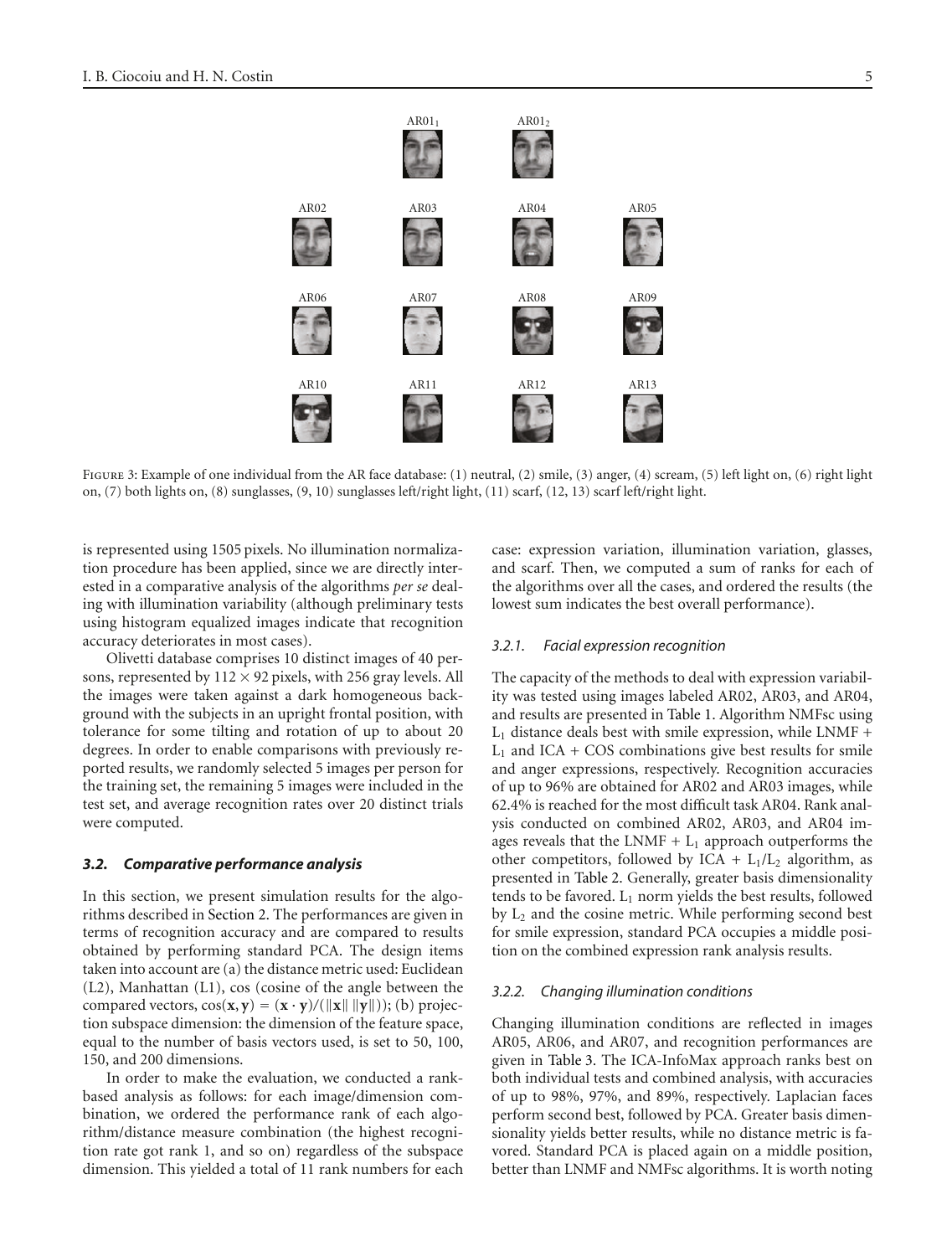AR01$_1$ AR01$_2$

AR02 AR03 AR04 AR05

AR06 AR07 AR08 AR09

AR10 AR11 AR12 AR13

Figure 3: Example of one individual from the AR face database: (1) neutral, (2) smile, (3) anger, (4) scream, (5) left light on, (6) right light on, (7) both lights on, (8) sunglasses, (9, 10) sunglasses left/right light, (11) scarf, (12, 13) scarf left/right light.

is represented using 1505 pixels. No illumination normalization procedure has been applied, since we are directly interested in a comparative analysis of the algorithms *per se* dealing with illumination variability (although preliminary tests using histogram equalized images indicate that recognition accuracy deteriorates in most cases).

Olivetti database comprises 10 distinct images of 40 persons, represented by $112 \times 92$ pixels, with 256 gray levels. All the images were taken against a dark homogeneous background with the subjects in an upright frontal position, with tolerance for some tilting and rotation of up to about 20 degrees. In order to enable comparisons with previously reported results, we randomly selected 5 images per person for the training set, the remaining 5 images were included in the test set, and average recognition rates over 20 distinct trials were computed.

### *3.2. Comparative performance analysis*

In this section, we present simulation results for the algorithms described in Section 2. The performances are given in terms of recognition accuracy and are compared to results obtained by performing standard PCA. The design items taken into account are (a) the distance metric used: Euclidean (L2), Manhattan (L1), cos (cosine of the angle between the compared vectors, $\cos(\mathbf{x}, \mathbf{y}) = (\mathbf{x} \cdot \mathbf{y})/(\|\mathbf{x}\| \, \|\mathbf{y}\|)$); (b) projection subspace dimension: the dimension of the feature space, equal to the number of basis vectors used, is set to 50, 100, 150, and 200 dimensions.

In order to make the evaluation, we conducted a rank-based analysis as follows: for each image/dimension combination, we ordered the performance rank of each algorithm/distance measure combination (the highest recognition rate got rank 1, and so on) regardless of the subspace dimension. This yielded a total of 11 rank numbers for each case: expression variation, illumination variation, glasses, and scarf. Then, we computed a sum of ranks for each of the algorithms over all the cases, and ordered the results (the lowest sum indicates the best overall performance).

#### *3.2.1. Facial expression recognition*

The capacity of the methods to deal with expression variability was tested using images labeled AR02, AR03, and AR04, and results are presented in Table 1. Algorithm NMFsc using $L_1$ distance deals best with smile expression, while LNMF + $L_1$ and ICA + COS combinations give best results for smile and anger expressions, respectively. Recognition accuracies of up to 96% are obtained for AR02 and AR03 images, while 62.4% is reached for the most difficult task AR04. Rank analysis conducted on combined AR02, AR03, and AR04 images reveals that the LNMF + $L_1$ approach outperforms the other competitors, followed by ICA + $L_1/L_2$ algorithm, as presented in Table 2. Generally, greater basis dimensionality tends to be favored. $L_1$ norm yields the best results, followed by $L_2$ and the cosine metric. While performing second best for smile expression, standard PCA occupies a middle position on the combined expression rank analysis results.

#### *3.2.2. Changing illumination conditions*

Changing illumination conditions are reflected in images AR05, AR06, and AR07, and recognition performances are given in Table 3. The ICA-InfoMax approach ranks best on both individual tests and combined analysis, with accuracies of up to 98%, 97%, and 89%, respectively. Laplacian faces perform second best, followed by PCA. Greater basis dimensionality yields better results, while no distance metric is favored. Standard PCA is placed again on a middle position, better than LNMF and NMFsc algorithms. It is worth noting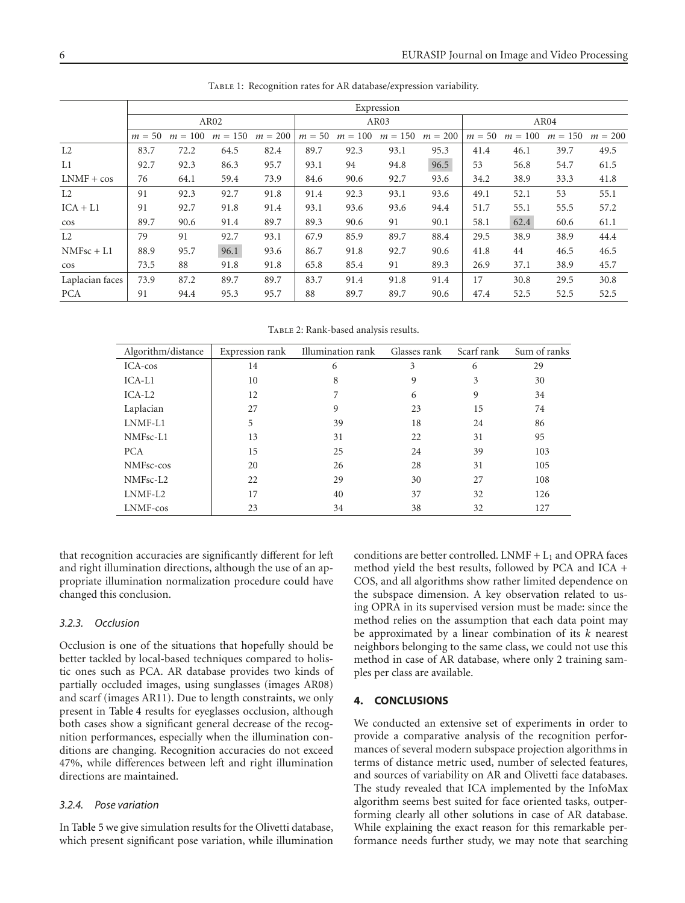Table 1: Recognition rates for AR database/expression variability.

| | Expression | | | | | | | | | | | |
|---|---|---|---|---|---|---|---|---|---|---|---|---|
| | AR02 | | | | AR03 | | | | AR04 | | | |
| | $m = 50$ | $m = 100$ | $m = 150$ | $m = 200$ | $m = 50$ | $m = 100$ | $m = 150$ | $m = 200$ | $m = 50$ | $m = 100$ | $m = 150$ | $m = 200$ |
| L2 | 83.7 | 72.2 | 64.5 | 82.4 | 89.7 | 92.3 | 93.1 | 95.3 | 41.4 | 46.1 | 39.7 | 49.5 |
| L1 | 92.7 | 92.3 | 86.3 | 95.7 | 93.1 | 94 | 94.8 | 96.5 | 53 | 56.8 | 54.7 | 61.5 |
| LNMF + cos | 76 | 64.1 | 59.4 | 73.9 | 84.6 | 90.6 | 92.7 | 93.6 | 34.2 | 38.9 | 33.3 | 41.8 |
| L2 | 91 | 92.3 | 92.7 | 91.8 | 91.4 | 92.3 | 93.1 | 93.6 | 49.1 | 52.1 | 53 | 55.1 |
| ICA + L1 | 91 | 92.7 | 91.8 | 91.4 | 93.1 | 93.6 | 93.6 | 94.4 | 51.7 | 55.1 | 55.5 | 57.2 |
| cos | 89.7 | 90.6 | 91.4 | 89.7 | 89.3 | 90.6 | 91 | 90.1 | 58.1 | 62.4 | 60.6 | 61.1 |
| L2 | 79 | 91 | 92.7 | 93.1 | 67.9 | 85.9 | 89.7 | 88.4 | 29.5 | 38.9 | 38.9 | 44.4 |
| NMFsc + L1 | 88.9 | 95.7 | 96.1 | 93.6 | 86.7 | 91.8 | 92.7 | 90.6 | 41.8 | 44 | 46.5 | 46.5 |
| cos | 73.5 | 88 | 91.8 | 91.8 | 65.8 | 85.4 | 91 | 89.3 | 26.9 | 37.1 | 38.9 | 45.7 |
| Laplacian faces | 73.9 | 87.2 | 89.7 | 89.7 | 83.7 | 91.4 | 91.8 | 91.4 | 17 | 30.8 | 29.5 | 30.8 |
| PCA | 91 | 94.4 | 95.3 | 95.7 | 88 | 89.7 | 89.7 | 90.6 | 47.4 | 52.5 | 52.5 | 52.5 |

Table 2: Rank-based analysis results.

| Algorithm/distance | Expression rank | Illumination rank | Glasses rank | Scarf rank | Sum of ranks |
|---|---|---|---|---|---|
| ICA-cos | 14 | 6 | 3 | 6 | 29 |
| ICA-L1 | 10 | 8 | 9 | 3 | 30 |
| ICA-L2 | 12 | 7 | 6 | 9 | 34 |
| Laplacian | 27 | 9 | 23 | 15 | 74 |
| LNMF-L1 | 5 | 39 | 18 | 24 | 86 |
| NMFsc-L1 | 13 | 31 | 22 | 31 | 95 |
| PCA | 15 | 25 | 24 | 39 | 103 |
| NMFsc-cos | 20 | 26 | 28 | 31 | 105 |
| NMFsc-L2 | 22 | 29 | 30 | 27 | 108 |
| LNMF-L2 | 17 | 40 | 37 | 32 | 126 |
| LNMF-cos | 23 | 34 | 38 | 32 | 127 |

that recognition accuracies are significantly different for left and right illumination directions, although the use of an appropriate illumination normalization procedure could have changed this conclusion.

#### 3.2.3. Occlusion

Occlusion is one of the situations that hopefully should be better tackled by local-based techniques compared to holistic ones such as PCA. AR database provides two kinds of partially occluded images, using sunglasses (images AR08) and scarf (images AR11). Due to length constraints, we only present in Table 4 results for eyeglasses occlusion, although both cases show a significant general decrease of the recognition performances, especially when the illumination conditions are changing. Recognition accuracies do not exceed 47%, while differences between left and right illumination directions are maintained.

#### 3.2.4. Pose variation

In Table 5 we give simulation results for the Olivetti database, which present significant pose variation, while illumination conditions are better controlled. LNMF + $L_1$ and OPRA faces method yield the best results, followed by PCA and ICA + COS, and all algorithms show rather limited dependence on the subspace dimension. A key observation related to using OPRA in its supervised version must be made: since the method relies on the assumption that each data point may be approximated by a linear combination of its $k$ nearest neighbors belonging to the same class, we could not use this method in case of AR database, where only 2 training samples per class are available.

## 4. CONCLUSIONS

We conducted an extensive set of experiments in order to provide a comparative analysis of the recognition performances of several modern subspace projection algorithms in terms of distance metric used, number of selected features, and sources of variability on AR and Olivetti face databases. The study revealed that ICA implemented by the InfoMax algorithm seems best suited for face oriented tasks, outperforming clearly all other solutions in case of AR database. While explaining the exact reason for this remarkable performance needs further study, we may note that searching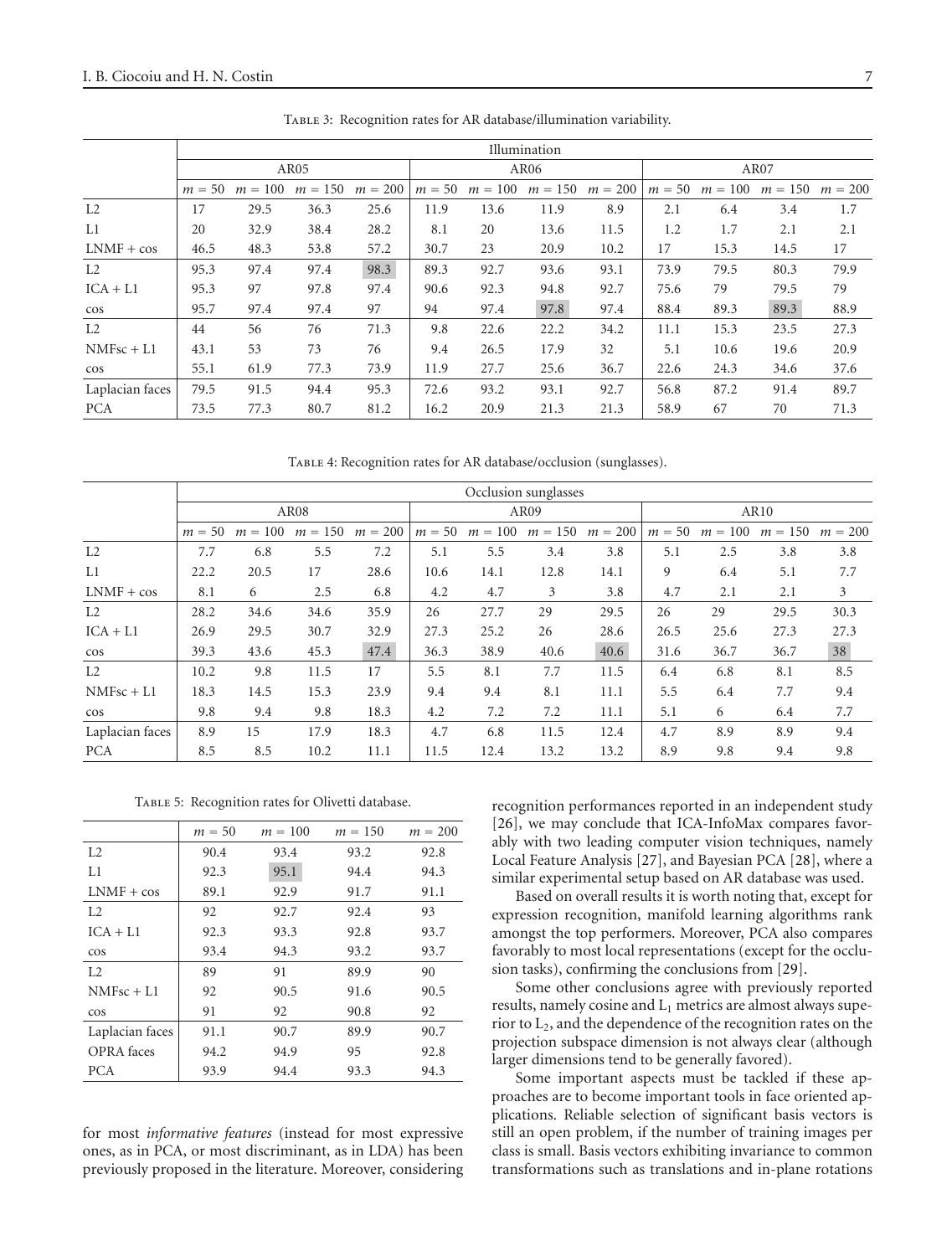Table 3: Recognition rates for AR database/illumination variability.

| | Illumination | | | | | | | | | | | |
|---|---|---|---|---|---|---|---|---|---|---|---|---|
| | AR05 | | | | AR06 | | | | AR07 | | | |
| | $m = 50$ | $m = 100$ | $m = 150$ | $m = 200$ | $m = 50$ | $m = 100$ | $m = 150$ | $m = 200$ | $m = 50$ | $m = 100$ | $m = 150$ | $m = 200$ |
| L2 | 17 | 29.5 | 36.3 | 25.6 | 11.9 | 13.6 | 11.9 | 8.9 | 2.1 | 6.4 | 3.4 | 1.7 |
| L1 | 20 | 32.9 | 38.4 | 28.2 | 8.1 | 20 | 13.6 | 11.5 | 1.2 | 1.7 | 2.1 | 2.1 |
| LNMF + cos | 46.5 | 48.3 | 53.8 | 57.2 | 30.7 | 23 | 20.9 | 10.2 | 17 | 15.3 | 14.5 | 17 |
| L2 | 95.3 | 97.4 | 97.4 | 98.3 | 89.3 | 92.7 | 93.6 | 93.1 | 73.9 | 79.5 | 80.3 | 79.9 |
| ICA + L1 | 95.3 | 97 | 97.8 | 97.4 | 90.6 | 92.3 | 94.8 | 92.7 | 75.6 | 79 | 79.5 | 79 |
| cos | 95.7 | 97.4 | 97.4 | 97 | 94 | 97.4 | 97.8 | 97.4 | 88.4 | 89.3 | 89.3 | 88.9 |
| L2 | 44 | 56 | 76 | 71.3 | 9.8 | 22.6 | 22.2 | 34.2 | 11.1 | 15.3 | 23.5 | 27.3 |
| NMFsc + L1 | 43.1 | 53 | 73 | 76 | 9.4 | 26.5 | 17.9 | 32 | 5.1 | 10.6 | 19.6 | 20.9 |
| cos | 55.1 | 61.9 | 77.3 | 73.9 | 11.9 | 27.7 | 25.6 | 36.7 | 22.6 | 24.3 | 34.6 | 37.6 |
| Laplacian faces | 79.5 | 91.5 | 94.4 | 95.3 | 72.6 | 93.2 | 93.1 | 92.7 | 56.8 | 87.2 | 91.4 | 89.7 |
| PCA | 73.5 | 77.3 | 80.7 | 81.2 | 16.2 | 20.9 | 21.3 | 21.3 | 58.9 | 67 | 70 | 71.3 |

Table 4: Recognition rates for AR database/occlusion (sunglasses).

| | Occlusion sunglasses | | | | | | | | | | | |
|---|---|---|---|---|---|---|---|---|---|---|---|---|
| | AR08 | | | | AR09 | | | | AR10 | | | |
| | $m = 50$ | $m = 100$ | $m = 150$ | $m = 200$ | $m = 50$ | $m = 100$ | $m = 150$ | $m = 200$ | $m = 50$ | $m = 100$ | $m = 150$ | $m = 200$ |
| L2 | 7.7 | 6.8 | 5.5 | 7.2 | 5.1 | 5.5 | 3.4 | 3.8 | 5.1 | 2.5 | 3.8 | 3.8 |
| L1 | 22.2 | 20.5 | 17 | 28.6 | 10.6 | 14.1 | 12.8 | 14.1 | 9 | 6.4 | 5.1 | 7.7 |
| LNMF + cos | 8.1 | 6 | 2.5 | 6.8 | 4.2 | 4.7 | 3 | 3.8 | 4.7 | 2.1 | 2.1 | 3 |
| L2 | 28.2 | 34.6 | 34.6 | 35.9 | 26 | 27.7 | 29 | 29.5 | 26 | 29 | 29.5 | 30.3 |
| ICA + L1 | 26.9 | 29.5 | 30.7 | 32.9 | 27.3 | 25.2 | 26 | 28.6 | 26.5 | 25.6 | 27.3 | 27.3 |
| cos | 39.3 | 43.6 | 45.3 | 47.4 | 36.3 | 38.9 | 40.6 | 40.6 | 31.6 | 36.7 | 36.7 | 38 |
| L2 | 10.2 | 9.8 | 11.5 | 17 | 5.5 | 8.1 | 7.7 | 11.5 | 6.4 | 6.8 | 8.1 | 8.5 |
| NMFsc + L1 | 18.3 | 14.5 | 15.3 | 23.9 | 9.4 | 9.4 | 8.1 | 11.1 | 5.5 | 6.4 | 7.7 | 9.4 |
| cos | 9.8 | 9.4 | 9.8 | 18.3 | 4.2 | 7.2 | 7.2 | 11.1 | 5.1 | 6 | 6.4 | 7.7 |
| Laplacian faces | 8.9 | 15 | 17.9 | 18.3 | 4.7 | 6.8 | 11.5 | 12.4 | 4.7 | 8.9 | 8.9 | 9.4 |
| PCA | 8.5 | 8.5 | 10.2 | 11.1 | 11.5 | 12.4 | 13.2 | 13.2 | 8.9 | 9.8 | 9.4 | 9.8 |

Table 5: Recognition rates for Olivetti database.

| | $m = 50$ | $m = 100$ | $m = 150$ | $m = 200$ |
|---|---|---|---|---|
| L2 | 90.4 | 93.4 | 93.2 | 92.8 |
| L1 | 92.3 | 95.1 | 94.4 | 94.3 |
| LNMF + cos | 89.1 | 92.9 | 91.7 | 91.1 |
| L2 | 92 | 92.7 | 92.4 | 93 |
| ICA + L1 | 92.3 | 93.3 | 92.8 | 93.7 |
| cos | 93.4 | 94.3 | 93.2 | 93.7 |
| L2 | 89 | 91 | 89.9 | 90 |
| NMFsc + L1 | 92 | 90.5 | 91.6 | 90.5 |
| cos | 91 | 92 | 90.8 | 92 |
| Laplacian faces | 91.1 | 90.7 | 89.9 | 90.7 |
| OPRA faces | 94.2 | 94.9 | 95 | 92.8 |
| PCA | 93.9 | 94.4 | 93.3 | 94.3 |

for most *informative features* (instead for most expressive ones, as in PCA, or most discriminant, as in LDA) has been previously proposed in the literature. Moreover, considering recognition performances reported in an independent study [26], we may conclude that ICA-InfoMax compares favorably with two leading computer vision techniques, namely Local Feature Analysis [27], and Bayesian PCA [28], where a similar experimental setup based on AR database was used.

Based on overall results it is worth noting that, except for expression recognition, manifold learning algorithms rank amongst the top performers. Moreover, PCA also compares favorably to most local representations (except for the occlusion tasks), confirming the conclusions from [29].

Some other conclusions agree with previously reported results, namely cosine and $L_1$ metrics are almost always superior to $L_2$, and the dependence of the recognition rates on the projection subspace dimension is not always clear (although larger dimensions tend to be generally favored).

Some important aspects must be tackled if these approaches are to become important tools in face oriented applications. Reliable selection of significant basis vectors is still an open problem, if the number of training images per class is small. Basis vectors exhibiting invariance to common transformations such as translations and in-plane rotations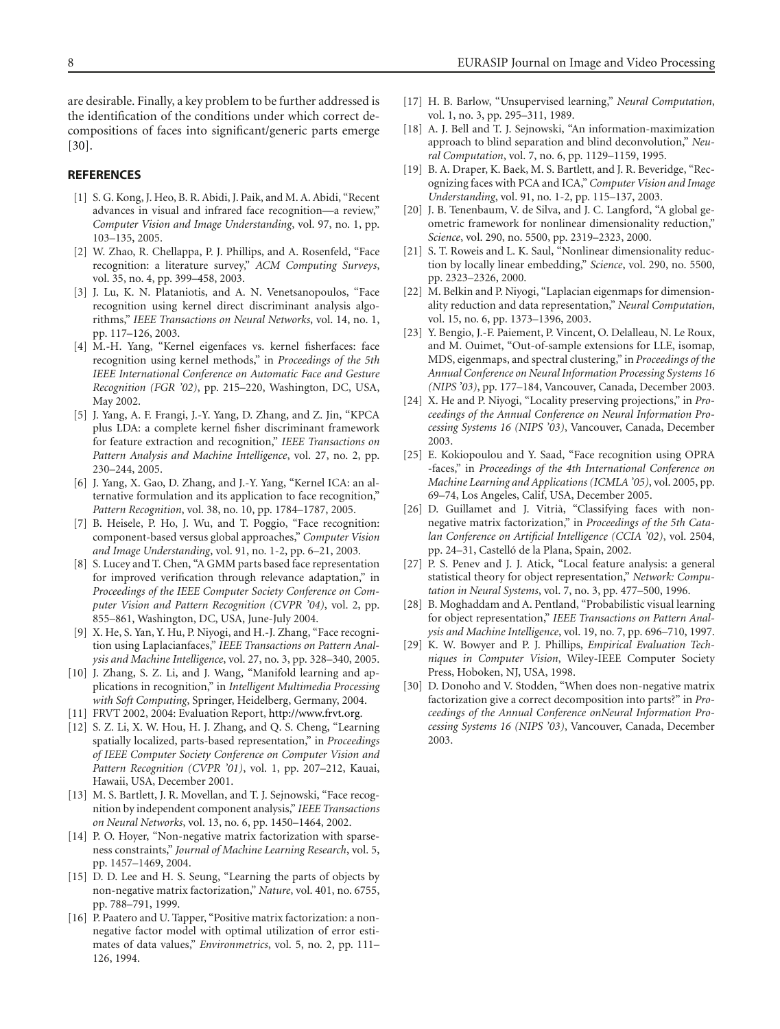are desirable. Finally, a key problem to be further addressed is the identification of the conditions under which correct decompositions of faces into significant/generic parts emerge [30].

## REFERENCES

[1] S. G. Kong, J. Heo, B. R. Abidi, J. Paik, and M. A. Abidi, "Recent advances in visual and infrared face recognition—a review," *Computer Vision and Image Understanding*, vol. 97, no. 1, pp. 103–135, 2005.

[2] W. Zhao, R. Chellappa, P. J. Phillips, and A. Rosenfeld, "Face recognition: a literature survey," *ACM Computing Surveys*, vol. 35, no. 4, pp. 399–458, 2003.

[3] J. Lu, K. N. Plataniotis, and A. N. Venetsanopoulos, "Face recognition using kernel direct discriminant analysis algorithms," *IEEE Transactions on Neural Networks*, vol. 14, no. 1, pp. 117–126, 2003.

[4] M.-H. Yang, "Kernel eigenfaces vs. kernel fisherfaces: face recognition using kernel methods," in *Proceedings of the 5th IEEE International Conference on Automatic Face and Gesture Recognition (FGR '02)*, pp. 215–220, Washington, DC, USA, May 2002.

[5] J. Yang, A. F. Frangi, J.-Y. Yang, D. Zhang, and Z. Jin, "KPCA plus LDA: a complete kernel fisher discriminant framework for feature extraction and recognition," *IEEE Transactions on Pattern Analysis and Machine Intelligence*, vol. 27, no. 2, pp. 230–244, 2005.

[6] J. Yang, X. Gao, D. Zhang, and J.-Y. Yang, "Kernel ICA: an alternative formulation and its application to face recognition," *Pattern Recognition*, vol. 38, no. 10, pp. 1784–1787, 2005.

[7] B. Heisele, P. Ho, J. Wu, and T. Poggio, "Face recognition: component-based versus global approaches," *Computer Vision and Image Understanding*, vol. 91, no. 1-2, pp. 6–21, 2003.

[8] S. Lucey and T. Chen, "A GMM parts based face representation for improved verification through relevance adaptation," in *Proceedings of the IEEE Computer Society Conference on Computer Vision and Pattern Recognition (CVPR '04)*, vol. 2, pp. 855–861, Washington, DC, USA, June-July 2004.

[9] X. He, S. Yan, Y. Hu, P. Niyogi, and H.-J. Zhang, "Face recognition using Laplacianfaces," *IEEE Transactions on Pattern Analysis and Machine Intelligence*, vol. 27, no. 3, pp. 328–340, 2005.

[10] J. Zhang, S. Z. Li, and J. Wang, "Manifold learning and applications in recognition," in *Intelligent Multimedia Processing with Soft Computing*, Springer, Heidelberg, Germany, 2004.

[11] FRVT 2002, 2004: Evaluation Report, http://www.frvt.org.

[12] S. Z. Li, X. W. Hou, H. J. Zhang, and Q. S. Cheng, "Learning spatially localized, parts-based representation," in *Proceedings of IEEE Computer Society Conference on Computer Vision and Pattern Recognition (CVPR '01)*, vol. 1, pp. 207–212, Kauai, Hawaii, USA, December 2001.

[13] M. S. Bartlett, J. R. Movellan, and T. J. Sejnowski, "Face recognition by independent component analysis," *IEEE Transactions on Neural Networks*, vol. 13, no. 6, pp. 1450–1464, 2002.

[14] P. O. Hoyer, "Non-negative matrix factorization with sparseness constraints," *Journal of Machine Learning Research*, vol. 5, pp. 1457–1469, 2004.

[15] D. D. Lee and H. S. Seung, "Learning the parts of objects by non-negative matrix factorization," *Nature*, vol. 401, no. 6755, pp. 788–791, 1999.

[16] P. Paatero and U. Tapper, "Positive matrix factorization: a nonnegative factor model with optimal utilization of error estimates of data values," *Environmetrics*, vol. 5, no. 2, pp. 111–126, 1994.

[17] H. B. Barlow, "Unsupervised learning," *Neural Computation*, vol. 1, no. 3, pp. 295–311, 1989.

[18] A. J. Bell and T. J. Sejnowski, "An information-maximization approach to blind separation and blind deconvolution," *Neural Computation*, vol. 7, no. 6, pp. 1129–1159, 1995.

[19] B. A. Draper, K. Baek, M. S. Bartlett, and J. R. Beveridge, "Recognizing faces with PCA and ICA," *Computer Vision and Image Understanding*, vol. 91, no. 1-2, pp. 115–137, 2003.

[20] J. B. Tenenbaum, V. de Silva, and J. C. Langford, "A global geometric framework for nonlinear dimensionality reduction," *Science*, vol. 290, no. 5500, pp. 2319–2323, 2000.

[21] S. T. Roweis and L. K. Saul, "Nonlinear dimensionality reduction by locally linear embedding," *Science*, vol. 290, no. 5500, pp. 2323–2326, 2000.

[22] M. Belkin and P. Niyogi, "Laplacian eigenmaps for dimensionality reduction and data representation," *Neural Computation*, vol. 15, no. 6, pp. 1373–1396, 2003.

[23] Y. Bengio, J.-F. Paiement, P. Vincent, O. Delalleau, N. Le Roux, and M. Ouimet, "Out-of-sample extensions for LLE, isomap, MDS, eigenmaps, and spectral clustering," in *Proceedings of the Annual Conference on Neural Information Processing Systems 16 (NIPS '03)*, pp. 177–184, Vancouver, Canada, December 2003.

[24] X. He and P. Niyogi, "Locality preserving projections," in *Proceedings of the Annual Conference on Neural Information Processing Systems 16 (NIPS '03)*, Vancouver, Canada, December 2003.

[25] E. Kokiopoulou and Y. Saad, "Face recognition using OPRA -faces," in *Proceedings of the 4th International Conference on Machine Learning and Applications (ICMLA '05)*, vol. 2005, pp. 69–74, Los Angeles, Calif, USA, December 2005.

[26] D. Guillamet and J. Vitrià, "Classifying faces with nonnegative matrix factorization," in *Proceedings of the 5th Catalan Conference on Artificial Intelligence (CCIA '02)*, vol. 2504, pp. 24–31, Castelló de la Plana, Spain, 2002.

[27] P. S. Penev and J. J. Atick, "Local feature analysis: a general statistical theory for object representation," *Network: Computation in Neural Systems*, vol. 7, no. 3, pp. 477–500, 1996.

[28] B. Moghaddam and A. Pentland, "Probabilistic visual learning for object representation," *IEEE Transactions on Pattern Analysis and Machine Intelligence*, vol. 19, no. 7, pp. 696–710, 1997.

[29] K. W. Bowyer and P. J. Phillips, *Empirical Evaluation Techniques in Computer Vision*, Wiley-IEEE Computer Society Press, Hoboken, NJ, USA, 1998.

[30] D. Donoho and V. Stodden, "When does non-negative matrix factorization give a correct decomposition into parts?" in *Proceedings of the Annual Conference onNeural Information Processing Systems 16 (NIPS '03)*, Vancouver, Canada, December 2003.